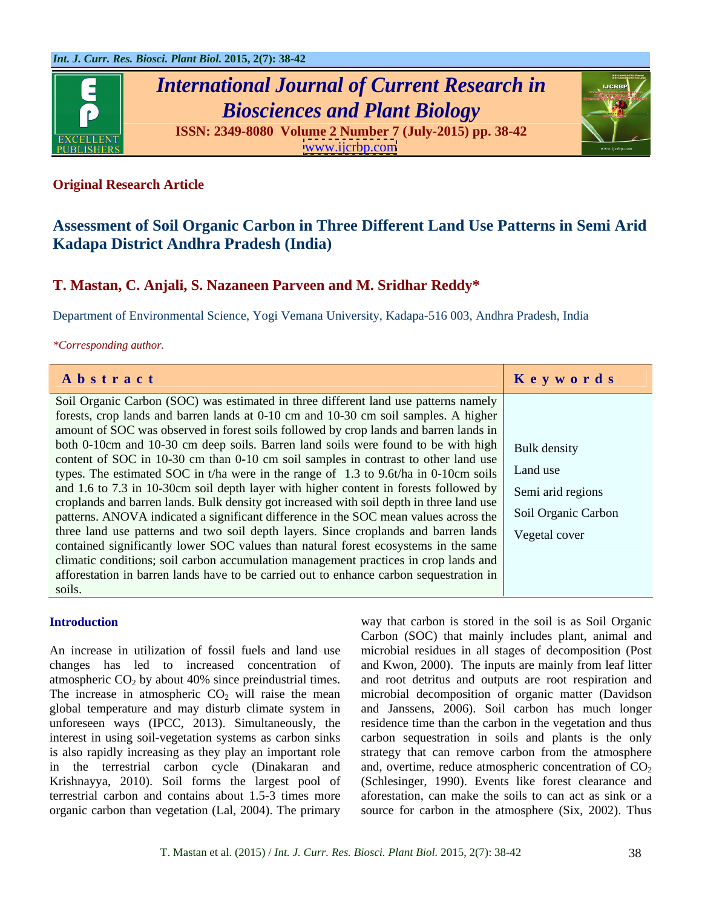**Original Research Article**

# Assessment of Soil Organic Carbon in Three Different Land Use Patterns in Semi Arid Kadapa District Andhra Pradesh (India)

**T. Mastan, C. Anjali, S. Nazaneen Parveen and M. Sridhar Reddy***

Department of Environmental Science, Yogi Vemana University, Kadapa-516 003, Andhra Pradesh, India

*\*Corresponding author.*

| Abstract | Keywords |
|---|---|
| Soil Organic Carbon (SOC) was estimated in three different land use patterns namely forests, crop lands and barren lands at 0-10 cm and 10-30 cm soil samples. A higher amount of SOC was observed in forest soils followed by crop lands and barren lands in both 0-10cm and 10-30 cm deep soils. Barren land soils were found to be with high content of SOC in 10-30 cm than 0-10 cm soil samples in contrast to other land use types. The estimated SOC in t/ha were in the range of 1.3 to 9.6t/ha in 0-10cm soils and 1.6 to 7.3 in 10-30cm soil depth layer with higher content in forests followed by croplands and barren lands. Bulk density got increased with soil depth in three land use patterns. ANOVA indicated a significant difference in the SOC mean values across the three land use patterns and two soil depth layers. Since croplands and barren lands contained significantly lower SOC values than natural forest ecosystems in the same climatic conditions; soil carbon accumulation management practices in crop lands and afforestation in barren lands have to be carried out to enhance carbon sequestration in soils. | Bulk density<br>Land use<br>Semi arid regions<br>Soil Organic Carbon<br>Vegetal cover |

## Introduction

An increase in utilization of fossil fuels and land use changes has led to increased concentration of atmospheric $CO_2$ by about 40% since preindustrial times. The increase in atmospheric $CO_2$ will raise the mean global temperature and may disturb climate system in unforeseen ways (IPCC, 2013). Simultaneously, the interest in using soil-vegetation systems as carbon sinks is also rapidly increasing as they play an important role in the terrestrial carbon cycle (Dinakaran and Krishnayya, 2010). Soil forms the largest pool of terrestrial carbon and contains about 1.5-3 times more organic carbon than vegetation (Lal, 2004). The primary way that carbon is stored in the soil is as Soil Organic Carbon (SOC) that mainly includes plant, animal and microbial residues in all stages of decomposition (Post and Kwon, 2000). The inputs are mainly from leaf litter and root detritus and outputs are root respiration and microbial decomposition of organic matter (Davidson and Janssens, 2006). Soil carbon has much longer residence time than the carbon in the vegetation and thus carbon sequestration in soils and plants is the only strategy that can remove carbon from the atmosphere and, overtime, reduce atmospheric concentration of $CO_2$ (Schlesinger, 1990). Events like forest clearance and aforestation, can make the soils to can act as sink or a source for carbon in the atmosphere (Six, 2002). Thus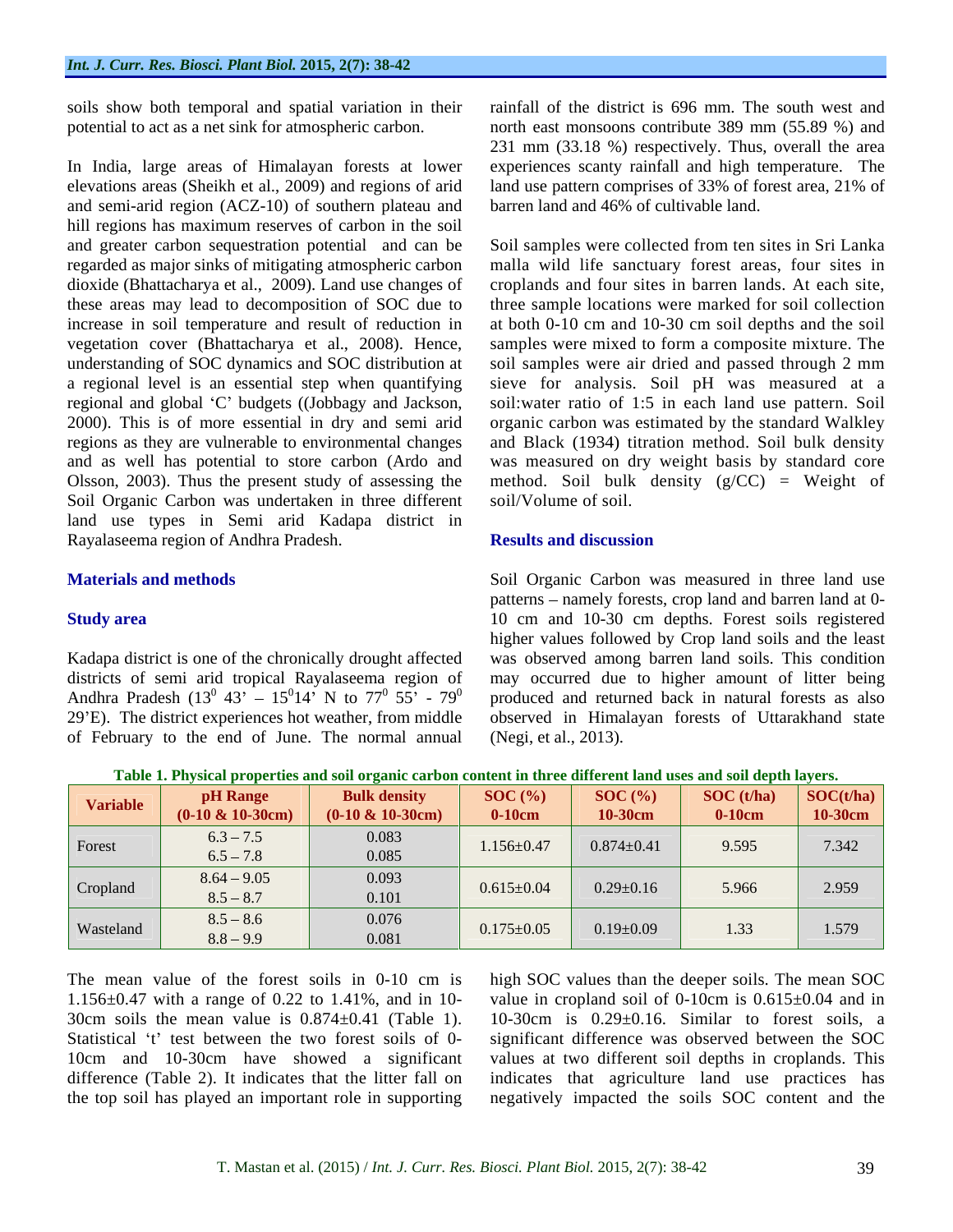soils show both temporal and spatial variation in their potential to act as a net sink for atmospheric carbon.

In India, large areas of Himalayan forests at lower elevations areas (Sheikh et al., 2009) and regions of arid and semi-arid region (ACZ-10) of southern plateau and hill regions has maximum reserves of carbon in the soil and greater carbon sequestration potential and can be regarded as major sinks of mitigating atmospheric carbon dioxide (Bhattacharya et al., 2009). Land use changes of these areas may lead to decomposition of SOC due to increase in soil temperature and result of reduction in vegetation cover (Bhattacharya et al., 2008). Hence, understanding of SOC dynamics and SOC distribution at a regional level is an essential step when quantifying regional and global 'C' budgets ((Jobbagy and Jackson, 2000). This is of more essential in dry and semi arid regions as they are vulnerable to environmental changes and as well has potential to store carbon (Ardo and Olsson, 2003). Thus the present study of assessing the Soil Organic Carbon was undertaken in three different land use types in Semi arid Kadapa district in Rayalaseema region of Andhra Pradesh.

## Materials and methods

### Study area

Kadapa district is one of the chronically drought affected districts of semi arid tropical Rayalaseema region of Andhra Pradesh ($13^0$ 43' – $15^0$14' N to $77^0$ 55' - $79^0$ 29'E). The district experiences hot weather, from middle of February to the end of June. The normal annual rainfall of the district is 696 mm. The south west and north east monsoons contribute 389 mm (55.89 %) and 231 mm (33.18 %) respectively. Thus, overall the area experiences scanty rainfall and high temperature. The land use pattern comprises of 33% of forest area, 21% of barren land and 46% of cultivable land.

Soil samples were collected from ten sites in Sri Lanka malla wild life sanctuary forest areas, four sites in croplands and four sites in barren lands. At each site, three sample locations were marked for soil collection at both 0-10 cm and 10-30 cm soil depths and the soil samples were mixed to form a composite mixture. The soil samples were air dried and passed through 2 mm sieve for analysis. Soil pH was measured at a soil:water ratio of 1:5 in each land use pattern. Soil organic carbon was estimated by the standard Walkley and Black (1934) titration method. Soil bulk density was measured on dry weight basis by standard core method. Soil bulk density (g/CC) = Weight of soil/Volume of soil.

## Results and discussion

Soil Organic Carbon was measured in three land use patterns – namely forests, crop land and barren land at 0-10 cm and 10-30 cm depths. Forest soils registered higher values followed by Crop land soils and the least was observed among barren land soils. This condition may occurred due to higher amount of litter being produced and returned back in natural forests as also observed in Himalayan forests of Uttarakhand state (Negi, et al., 2013).

**Table 1. Physical properties and soil organic carbon content in three different land uses and soil depth layers.**

| Variable | pH Range (0-10 & 10-30cm) | Bulk density (0-10 & 10-30cm) | SOC (%) 0-10cm | SOC (%) 10-30cm | SOC (t/ha) 0-10cm | SOC(t/ha) 10-30cm |
|---|---|---|---|---|---|---|
| Forest | 6.3 – 7.5<br>6.5 – 7.8 | 0.083<br>0.085 | 1.156±0.47 | 0.874±0.41 | 9.595 | 7.342 |
| Cropland | 8.64 – 9.05<br>8.5 – 8.7 | 0.093<br>0.101 | 0.615±0.04 | 0.29±0.16 | 5.966 | 2.959 |
| Wasteland | 8.5 – 8.6<br>8.8 – 9.9 | 0.076<br>0.081 | 0.175±0.05 | 0.19±0.09 | 1.33 | 1.579 |

The mean value of the forest soils in 0-10 cm is 1.156±0.47 with a range of 0.22 to 1.41%, and in 10-30cm soils the mean value is 0.874±0.41 (Table 1). Statistical 't' test between the two forest soils of 0-10cm and 10-30cm have showed a significant difference (Table 2). It indicates that the litter fall on the top soil has played an important role in supporting high SOC values than the deeper soils. The mean SOC value in cropland soil of 0-10cm is 0.615±0.04 and in 10-30cm is 0.29±0.16. Similar to forest soils, a significant difference was observed between the SOC values at two different soil depths in croplands. This indicates that agriculture land use practices has negatively impacted the soils SOC content and the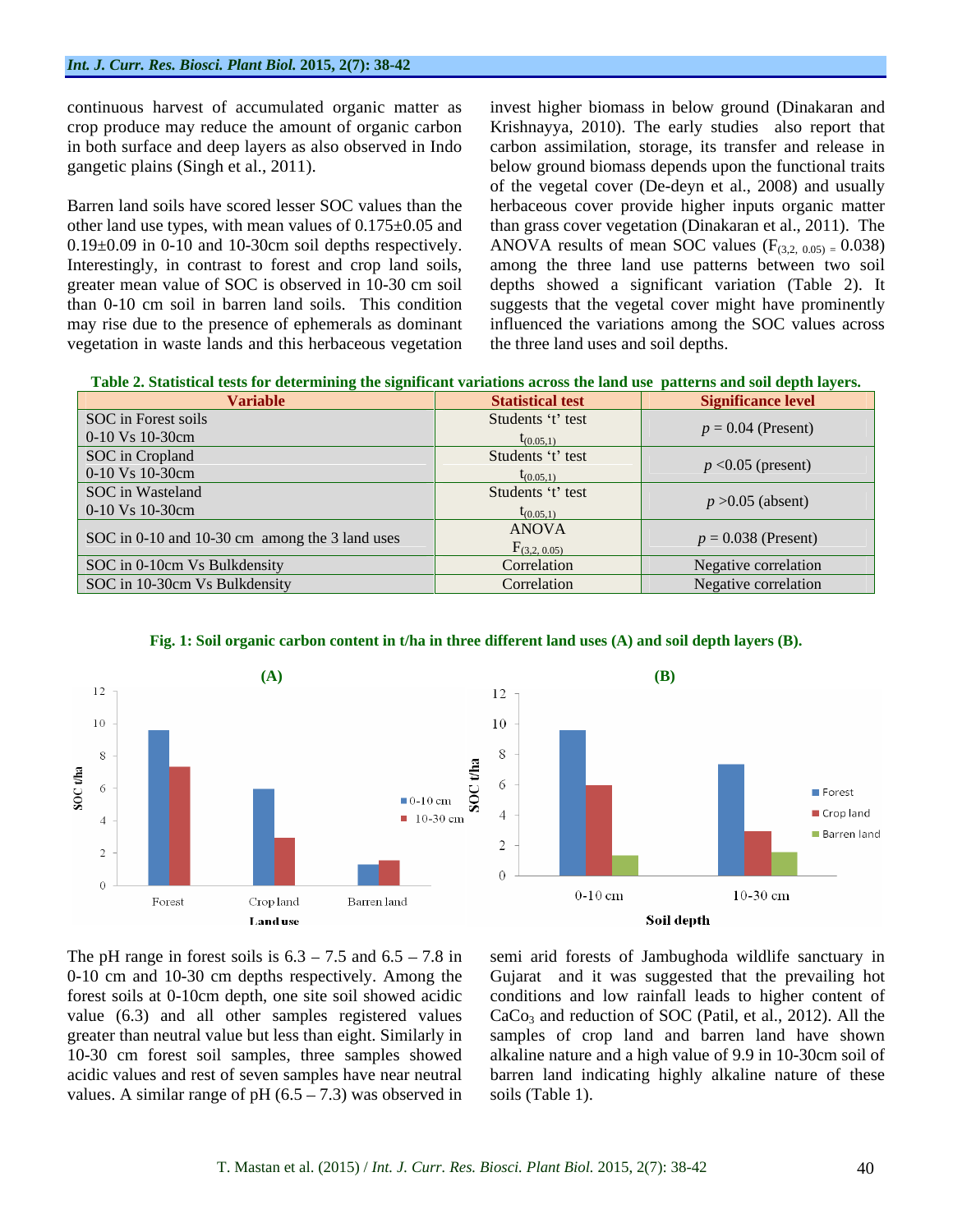continuous harvest of accumulated organic matter as crop produce may reduce the amount of organic carbon in both surface and deep layers as also observed in Indo gangetic plains (Singh et al., 2011).

Barren land soils have scored lesser SOC values than the other land use types, with mean values of 0.175±0.05 and 0.19±0.09 in 0-10 and 10-30cm soil depths respectively. Interestingly, in contrast to forest and crop land soils, greater mean value of SOC is observed in 10-30 cm soil than 0-10 cm soil in barren land soils. This condition may rise due to the presence of ephemerals as dominant vegetation in waste lands and this herbaceous vegetation invest higher biomass in below ground (Dinakaran and Krishnayya, 2010). The early studies also report that carbon assimilation, storage, its transfer and release in below ground biomass depends upon the functional traits of the vegetal cover (De-deyn et al., 2008) and usually herbaceous cover provide higher inputs organic matter than grass cover vegetation (Dinakaran et al., 2011). The ANOVA results of mean SOC values ($F_{(3,2,\ 0.05)} = 0.038$) among the three land use patterns between two soil depths showed a significant variation (Table 2). It suggests that the vegetal cover might have prominently influenced the variations among the SOC values across the three land uses and soil depths.

**Table 2. Statistical tests for determining the significant variations across the land use patterns and soil depth layers.**

| Variable | Statistical test | Significance level |
|---|---|---|
| SOC in Forest soils 0-10 Vs 10-30cm | Students 't' test $t_{(0.05,1)}$ | $p = 0.04$ (Present) |
| SOC in Cropland 0-10 Vs 10-30cm | Students 't' test $t_{(0.05,1)}$ | $p < 0.05$ (present) |
| SOC in Wasteland 0-10 Vs 10-30cm | Students 't' test $t_{(0.05,1)}$ | $p > 0.05$ (absent) |
| SOC in 0-10 and 10-30 cm among the 3 land uses | ANOVA $F_{(3,2,\ 0.05)}$ | $p = 0.038$ (Present) |
| SOC in 0-10cm Vs Bulkdensity | Correlation | Negative correlation |
| SOC in 10-30cm Vs Bulkdensity | Correlation | Negative correlation |

**Fig. 1: Soil organic carbon content in t/ha in three different land uses (A) and soil depth layers (B).**

The pH range in forest soils is 6.3 – 7.5 and 6.5 – 7.8 in 0-10 cm and 10-30 cm depths respectively. Among the forest soils at 0-10cm depth, one site soil showed acidic value (6.3) and all other samples registered values greater than neutral value but less than eight. Similarly in 10-30 cm forest soil samples, three samples showed acidic values and rest of seven samples have near neutral values. A similar range of pH (6.5 – 7.3) was observed in semi arid forests of Jambughoda wildlife sanctuary in Gujarat and it was suggested that the prevailing hot conditions and low rainfall leads to higher content of $CaCo_3$ and reduction of SOC (Patil, et al., 2012). All the samples of crop land and barren land have shown alkaline nature and a high value of 9.9 in 10-30cm soil of barren land indicating highly alkaline nature of these soils (Table 1).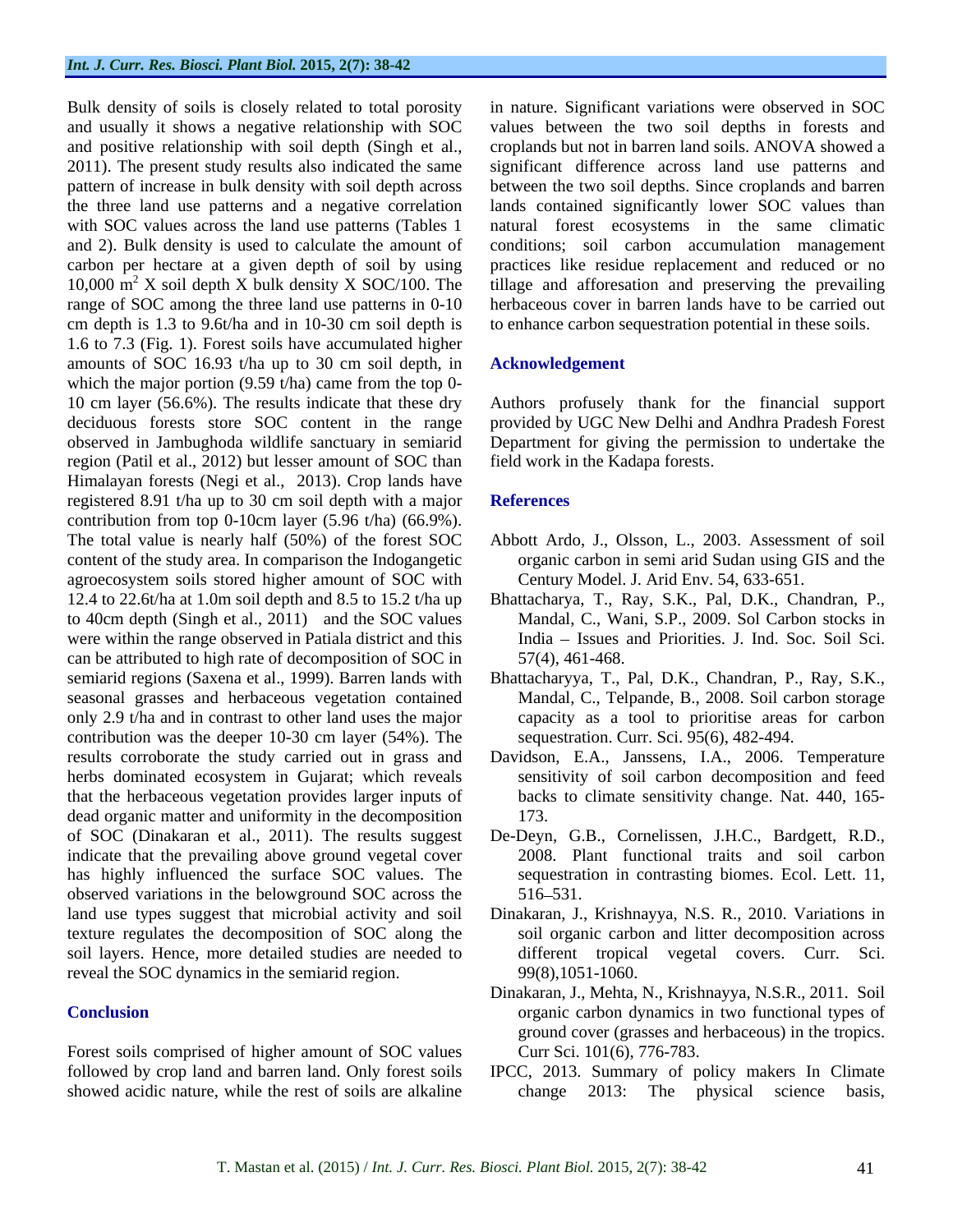Bulk density of soils is closely related to total porosity and usually it shows a negative relationship with SOC and positive relationship with soil depth (Singh et al., 2011). The present study results also indicated the same pattern of increase in bulk density with soil depth across the three land use patterns and a negative correlation with SOC values across the land use patterns (Tables 1 and 2). Bulk density is used to calculate the amount of carbon per hectare at a given depth of soil by using 10,000 $m^2$ X soil depth X bulk density X SOC/100. The range of SOC among the three land use patterns in 0-10 cm depth is 1.3 to 9.6t/ha and in 10-30 cm soil depth is 1.6 to 7.3 (Fig. 1). Forest soils have accumulated higher amounts of SOC 16.93 t/ha up to 30 cm soil depth, in which the major portion (9.59 t/ha) came from the top 0-10 cm layer (56.6%). The results indicate that these dry deciduous forests store SOC content in the range observed in Jambughoda wildlife sanctuary in semiarid region (Patil et al., 2012) but lesser amount of SOC than Himalayan forests (Negi et al., 2013). Crop lands have registered 8.91 t/ha up to 30 cm soil depth with a major contribution from top 0-10cm layer (5.96 t/ha) (66.9%). The total value is nearly half (50%) of the forest SOC content of the study area. In comparison the Indogangetic agroecosystem soils stored higher amount of SOC with 12.4 to 22.6t/ha at 1.0m soil depth and 8.5 to 15.2 t/ha up to 40cm depth (Singh et al., 2011) and the SOC values were within the range observed in Patiala district and this can be attributed to high rate of decomposition of SOC in semiarid regions (Saxena et al., 1999). Barren lands with seasonal grasses and herbaceous vegetation contained only 2.9 t/ha and in contrast to other land uses the major contribution was the deeper 10-30 cm layer (54%). The results corroborate the study carried out in grass and herbs dominated ecosystem in Gujarat; which reveals that the herbaceous vegetation provides larger inputs of dead organic matter and uniformity in the decomposition of SOC (Dinakaran et al., 2011). The results suggest indicate that the prevailing above ground vegetal cover has highly influenced the surface SOC values. The observed variations in the belowground SOC across the land use types suggest that microbial activity and soil texture regulates the decomposition of SOC along the soil layers. Hence, more detailed studies are needed to reveal the SOC dynamics in the semiarid region.

## Conclusion

Forest soils comprised of higher amount of SOC values followed by crop land and barren land. Only forest soils showed acidic nature, while the rest of soils are alkaline in nature. Significant variations were observed in SOC values between the two soil depths in forests and croplands but not in barren land soils. ANOVA showed a significant difference across land use patterns and between the two soil depths. Since croplands and barren lands contained significantly lower SOC values than natural forest ecosystems in the same climatic conditions; soil carbon accumulation management practices like residue replacement and reduced or no tillage and afforesation and preserving the prevailing herbaceous cover in barren lands have to be carried out to enhance carbon sequestration potential in these soils.

## Acknowledgement

Authors profusely thank for the financial support provided by UGC New Delhi and Andhra Pradesh Forest Department for giving the permission to undertake the field work in the Kadapa forests.

## References

Abbott Ardo, J., Olsson, L., 2003. Assessment of soil organic carbon in semi arid Sudan using GIS and the Century Model. J. Arid Env. 54, 633-651.

Bhattacharya, T., Ray, S.K., Pal, D.K., Chandran, P., Mandal, C., Wani, S.P., 2009. Sol Carbon stocks in India – Issues and Priorities. J. Ind. Soc. Soil Sci. 57(4), 461-468.

Bhattacharyya, T., Pal, D.K., Chandran, P., Ray, S.K., Mandal, C., Telpande, B., 2008. Soil carbon storage capacity as a tool to prioritise areas for carbon sequestration. Curr. Sci. 95(6), 482-494.

Davidson, E.A., Janssens, I.A., 2006. Temperature sensitivity of soil carbon decomposition and feed backs to climate sensitivity change. Nat. 440, 165-173.

De-Deyn, G.B., Cornelissen, J.H.C., Bardgett, R.D., 2008. Plant functional traits and soil carbon sequestration in contrasting biomes. Ecol. Lett. 11, 516–531.

Dinakaran, J., Krishnayya, N.S. R., 2010. Variations in soil organic carbon and litter decomposition across different tropical vegetal covers. Curr. Sci. 99(8),1051-1060.

Dinakaran, J., Mehta, N., Krishnayya, N.S.R., 2011. Soil organic carbon dynamics in two functional types of ground cover (grasses and herbaceous) in the tropics. Curr Sci. 101(6), 776-783.

IPCC, 2013. Summary of policy makers In Climate change 2013: The physical science basis,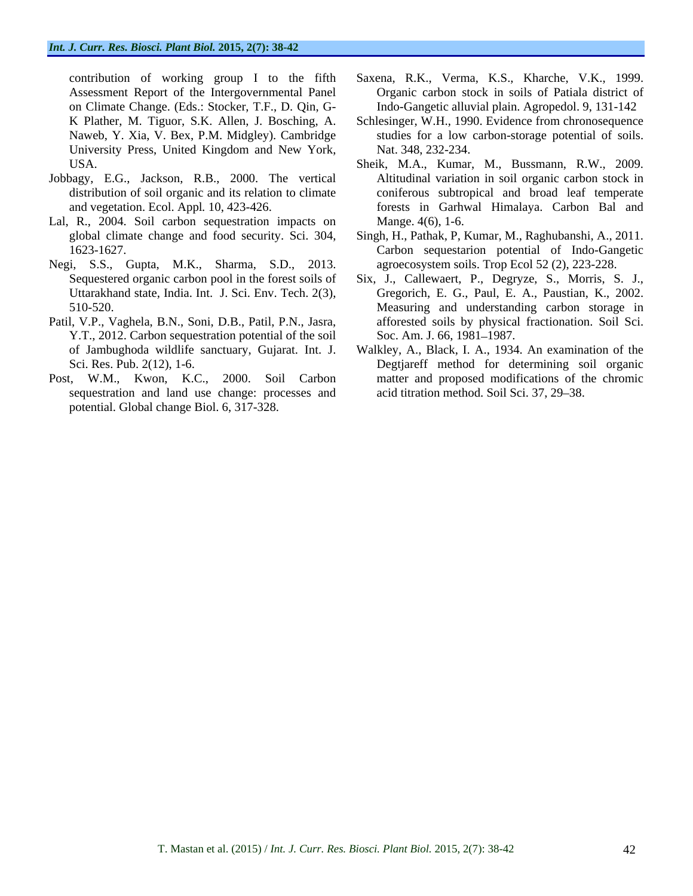contribution of working group I to the fifth Assessment Report of the Intergovernmental Panel on Climate Change. (Eds.: Stocker, T.F., D. Qin, G-K Plather, M. Tiguor, S.K. Allen, J. Bosching, A. Naweb, Y. Xia, V. Bex, P.M. Midgley). Cambridge University Press, United Kingdom and New York, USA.

Jobbagy, E.G., Jackson, R.B., 2000. The vertical distribution of soil organic and its relation to climate and vegetation. Ecol. Appl. 10, 423-426.

Lal, R., 2004. Soil carbon sequestration impacts on global climate change and food security. Sci. 304, 1623-1627.

Negi, S.S., Gupta, M.K., Sharma, S.D., 2013. Sequestered organic carbon pool in the forest soils of Uttarakhand state, India. Int. J. Sci. Env. Tech. 2(3), 510-520.

Patil, V.P., Vaghela, B.N., Soni, D.B., Patil, P.N., Jasra, Y.T., 2012. Carbon sequestration potential of the soil of Jambughoda wildlife sanctuary, Gujarat. Int. J. Sci. Res. Pub. 2(12), 1-6.

Post, W.M., Kwon, K.C., 2000. Soil Carbon sequestration and land use change: processes and potential. Global change Biol. 6, 317-328.

Saxena, R.K., Verma, K.S., Kharche, V.K., 1999. Organic carbon stock in soils of Patiala district of Indo-Gangetic alluvial plain. Agropedol. 9, 131-142

Schlesinger, W.H., 1990. Evidence from chronosequence studies for a low carbon-storage potential of soils. Nat. 348, 232-234.

Sheik, M.A., Kumar, M., Bussmann, R.W., 2009. Altitudinal variation in soil organic carbon stock in coniferous subtropical and broad leaf temperate forests in Garhwal Himalaya. Carbon Bal and Mange. 4(6), 1-6.

Singh, H., Pathak, P, Kumar, M., Raghubanshi, A., 2011. Carbon sequestarion potential of Indo-Gangetic agroecosystem soils. Trop Ecol 52 (2), 223-228.

Six, J., Callewaert, P., Degryze, S., Morris, S. J., Gregorich, E. G., Paul, E. A., Paustian, K., 2002. Measuring and understanding carbon storage in afforested soils by physical fractionation. Soil Sci. Soc. Am. J. 66, 1981–1987.

Walkley, A., Black, I. A., 1934. An examination of the Degtjareff method for determining soil organic matter and proposed modifications of the chromic acid titration method. Soil Sci. 37, 29–38.